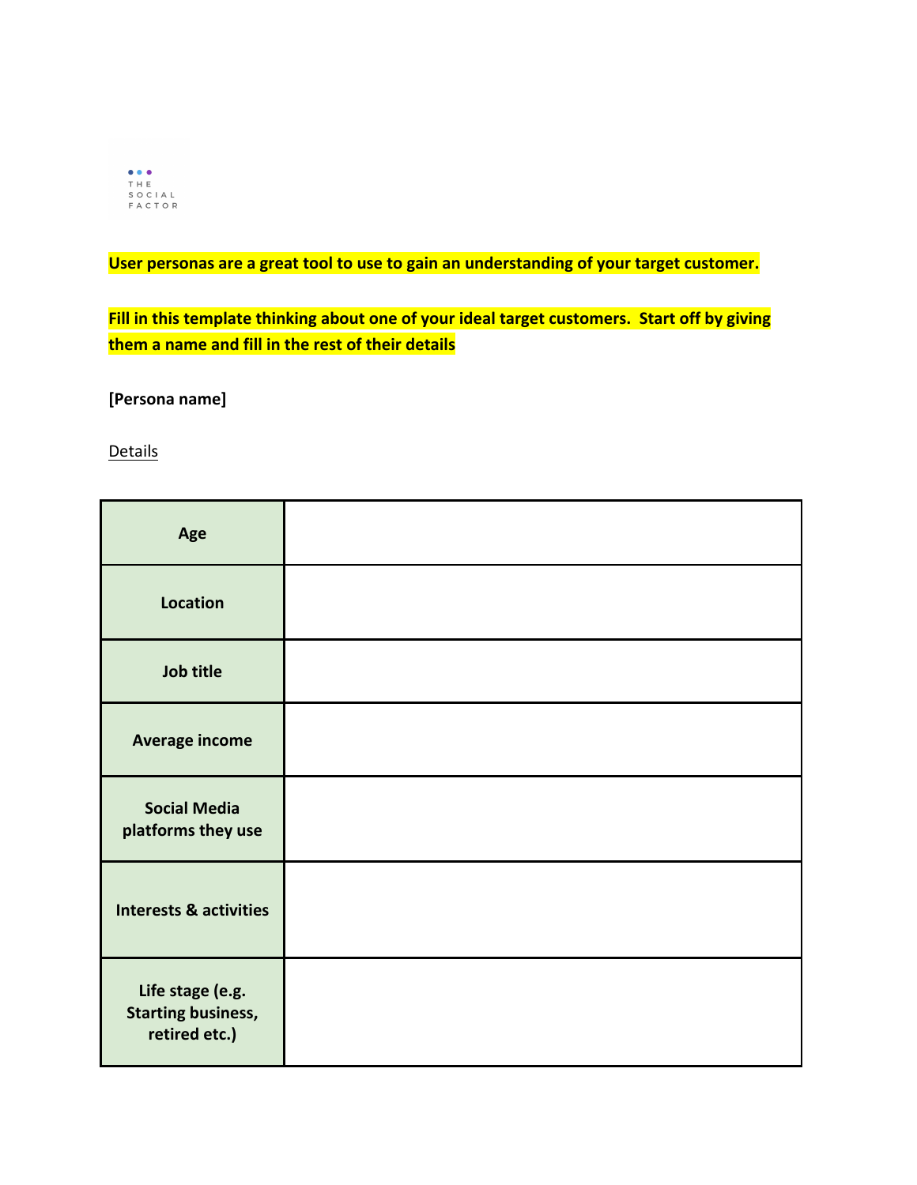THE SOCIAL FACTOR

**User personas are a great tool to use to gain an understanding of your target customer.**

**Fill in this template thinking about one of your ideal target customers. Start off by giving them a name and fill in the rest of their details**

**[Persona name]**

Details

| | |
|---|---|
| **Age** | |
| **Location** | |
| **Job title** | |
| **Average income** | |
| **Social Media platforms they use** | |
| **Interests & activities** | |
| **Life stage (e.g. Starting business, retired etc.)** | |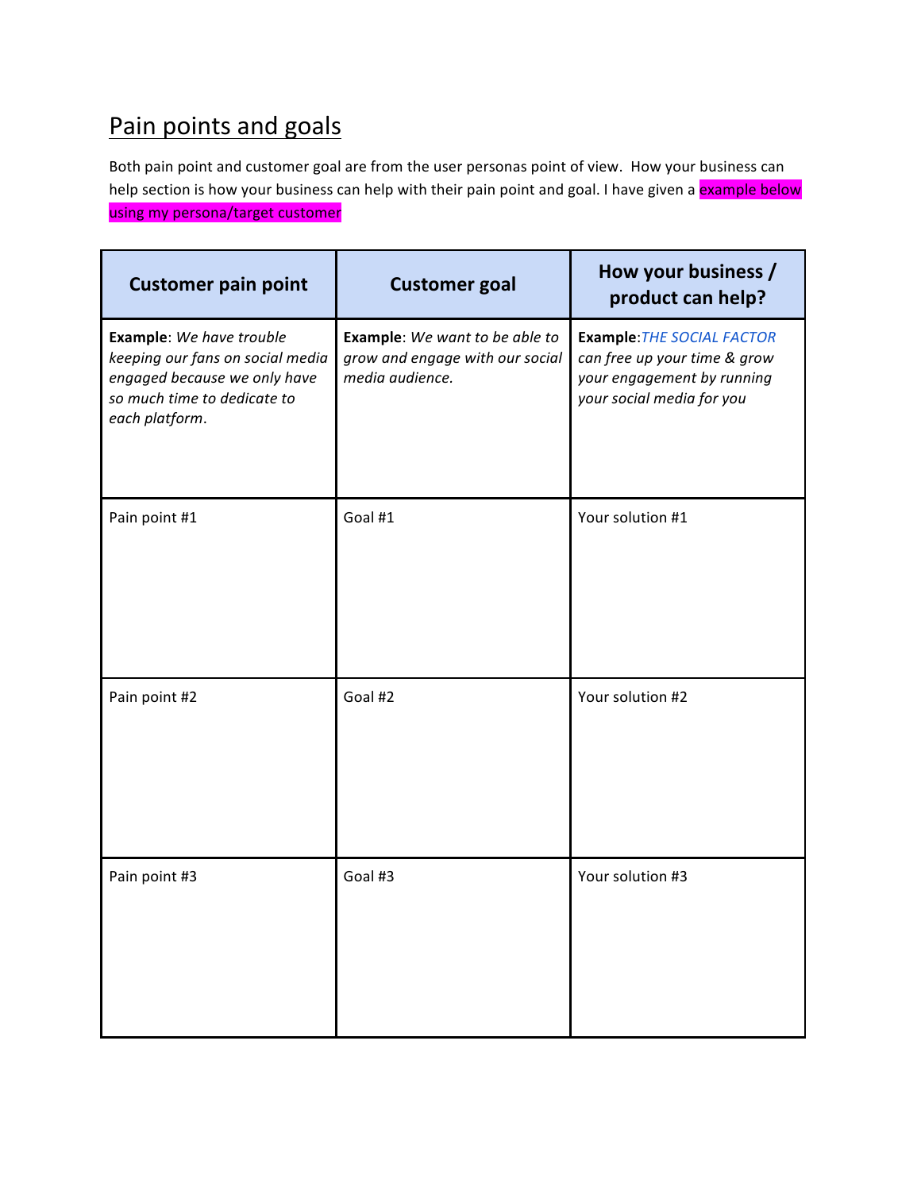## Pain points and goals

Both pain point and customer goal are from the user personas point of view. How your business can help section is how your business can help with their pain point and goal. I have given a example below using my persona/target customer

| Customer pain point | Customer goal | How your business / product can help? |
| --- | --- | --- |
| **Example**: *We have trouble keeping our fans on social media engaged because we only have so much time to dedicate to each platform*. | **Example**: *We want to be able to grow and engage with our social media audience.* | **Example**:*THE SOCIAL FACTOR can free up your time & grow your engagement by running your social media for you* |
| Pain point #1 | Goal #1 | Your solution #1 |
| Pain point #2 | Goal #2 | Your solution #2 |
| Pain point #3 | Goal #3 | Your solution #3 |